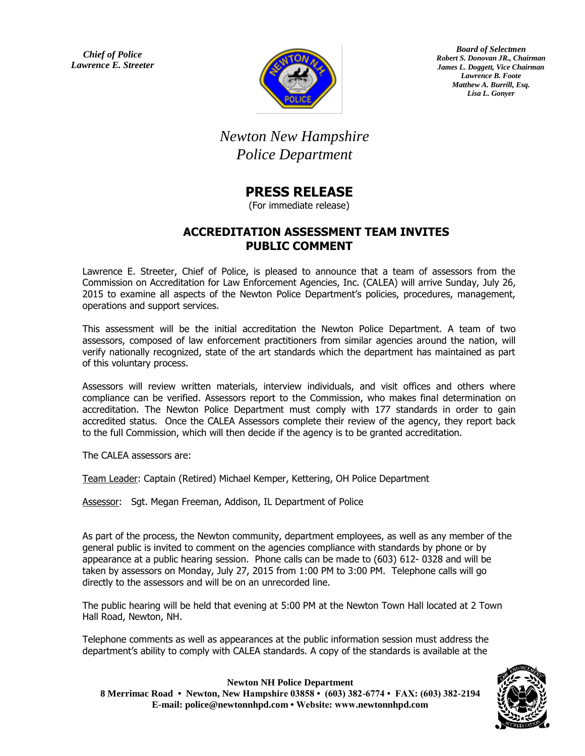*Chief of Police*
*Lawrence E. Streeter*

*Board of Selectmen*
*Robert S. Donovan JR., Chairman*
*James L. Doggett, Vice Chairman*
*Lawrence B. Foote*
*Matthew A. Burrill, Esq.*
*Lisa L. Gonyer*

# *Newton New Hampshire Police Department*

## PRESS RELEASE

(For immediate release)

### ACCREDITATION ASSESSMENT TEAM INVITES PUBLIC COMMENT

Lawrence E. Streeter, Chief of Police, is pleased to announce that a team of assessors from the Commission on Accreditation for Law Enforcement Agencies, Inc. (CALEA) will arrive Sunday, July 26, 2015 to examine all aspects of the Newton Police Department's policies, procedures, management, operations and support services.

This assessment will be the initial accreditation the Newton Police Department. A team of two assessors, composed of law enforcement practitioners from similar agencies around the nation, will verify nationally recognized, state of the art standards which the department has maintained as part of this voluntary process.

Assessors will review written materials, interview individuals, and visit offices and others where compliance can be verified. Assessors report to the Commission, who makes final determination on accreditation. The Newton Police Department must comply with 177 standards in order to gain accredited status. Once the CALEA Assessors complete their review of the agency, they report back to the full Commission, which will then decide if the agency is to be granted accreditation.

The CALEA assessors are:

Team Leader: Captain (Retired) Michael Kemper, Kettering, OH Police Department

Assessor: Sgt. Megan Freeman, Addison, IL Department of Police

As part of the process, the Newton community, department employees, as well as any member of the general public is invited to comment on the agencies compliance with standards by phone or by appearance at a public hearing session. Phone calls can be made to (603) 612- 0328 and will be taken by assessors on Monday, July 27, 2015 from 1:00 PM to 3:00 PM. Telephone calls will go directly to the assessors and will be on an unrecorded line.

The public hearing will be held that evening at 5:00 PM at the Newton Town Hall located at 2 Town Hall Road, Newton, NH.

Telephone comments as well as appearances at the public information session must address the department's ability to comply with CALEA standards. A copy of the standards is available at the

**Newton NH Police Department**
**8 Merrimac Road • Newton, New Hampshire 03858 • (603) 382-6774 • FAX: (603) 382-2194**
**E-mail: police@newtonnhpd.com • Website: www.newtonnhpd.com**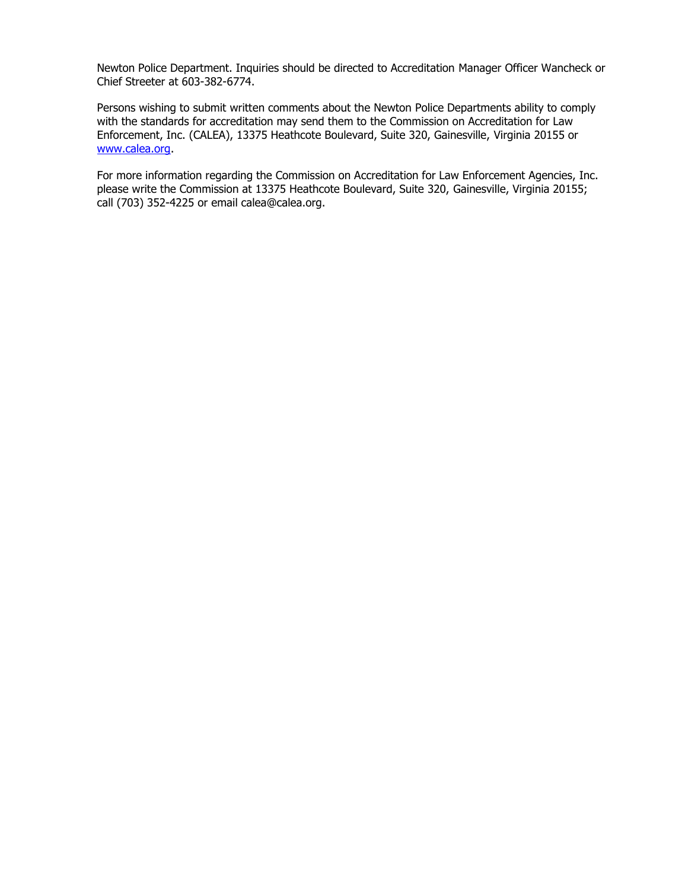Newton Police Department. Inquiries should be directed to Accreditation Manager Officer Wancheck or Chief Streeter at 603-382-6774.

Persons wishing to submit written comments about the Newton Police Departments ability to comply with the standards for accreditation may send them to the Commission on Accreditation for Law Enforcement, Inc. (CALEA), 13375 Heathcote Boulevard, Suite 320, Gainesville, Virginia 20155 or www.calea.org.

For more information regarding the Commission on Accreditation for Law Enforcement Agencies, Inc. please write the Commission at 13375 Heathcote Boulevard, Suite 320, Gainesville, Virginia 20155; call (703) 352-4225 or email calea@calea.org.